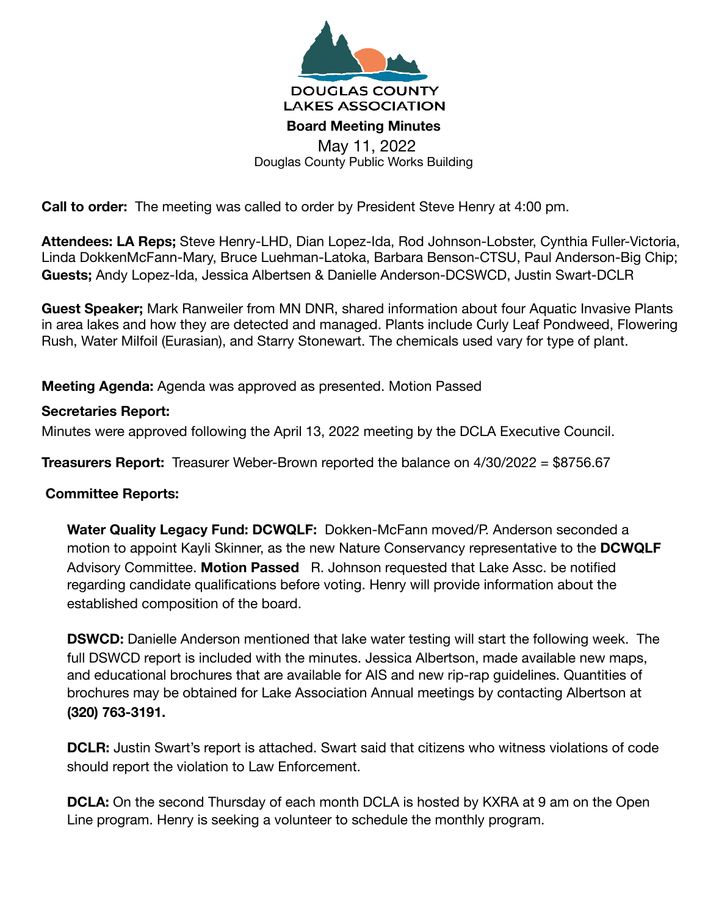# DOUGLAS COUNTY LAKES ASSOCIATION

## Board Meeting Minutes

May 11, 2022
Douglas County Public Works Building

**Call to order:** The meeting was called to order by President Steve Henry at 4:00 pm.

**Attendees: LA Reps;** Steve Henry-LHD, Dian Lopez-Ida, Rod Johnson-Lobster, Cynthia Fuller-Victoria, Linda DokkenMcFann-Mary, Bruce Luehman-Latoka, Barbara Benson-CTSU, Paul Anderson-Big Chip; **Guests;** Andy Lopez-Ida, Jessica Albertsen & Danielle Anderson-DCSWCD, Justin Swart-DCLR

**Guest Speaker;** Mark Ranweiler from MN DNR, shared information about four Aquatic Invasive Plants in area lakes and how they are detected and managed. Plants include Curly Leaf Pondweed, Flowering Rush, Water Milfoil (Eurasian), and Starry Stonewart. The chemicals used vary for type of plant.

**Meeting Agenda:** Agenda was approved as presented. Motion Passed

**Secretaries Report:**

Minutes were approved following the April 13, 2022 meeting by the DCLA Executive Council.

**Treasurers Report:** Treasurer Weber-Brown reported the balance on 4/30/2022 = $8756.67

**Committee Reports:**

**Water Quality Legacy Fund: DCWQLF:** Dokken-McFann moved/P. Anderson seconded a motion to appoint Kayli Skinner, as the new Nature Conservancy representative to the **DCWQLF** Advisory Committee. **Motion Passed** R. Johnson requested that Lake Assc. be notified regarding candidate qualifications before voting. Henry will provide information about the established composition of the board.

**DSWCD:** Danielle Anderson mentioned that lake water testing will start the following week. The full DSWCD report is included with the minutes. Jessica Albertson, made available new maps, and educational brochures that are available for AIS and new rip-rap guidelines. Quantities of brochures may be obtained for Lake Association Annual meetings by contacting Albertson at **(320) 763-3191.**

**DCLR:** Justin Swart's report is attached. Swart said that citizens who witness violations of code should report the violation to Law Enforcement.

**DCLA:** On the second Thursday of each month DCLA is hosted by KXRA at 9 am on the Open Line program. Henry is seeking a volunteer to schedule the monthly program.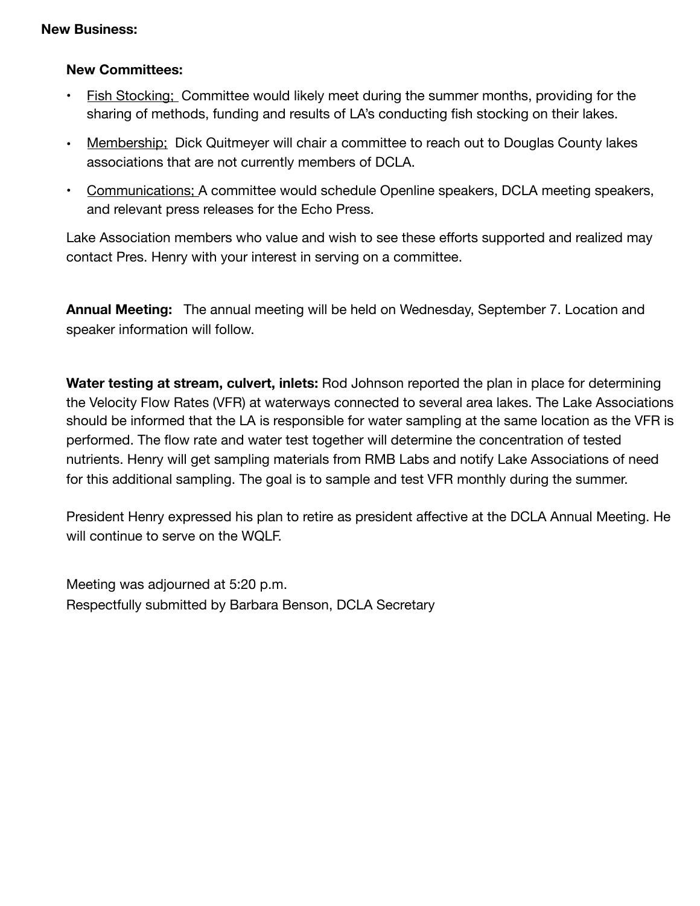**New Business:**

**New Committees:**

- Fish Stocking; Committee would likely meet during the summer months, providing for the sharing of methods, funding and results of LA's conducting fish stocking on their lakes.
- Membership; Dick Quitmeyer will chair a committee to reach out to Douglas County lakes associations that are not currently members of DCLA.
- Communications; A committee would schedule Openline speakers, DCLA meeting speakers, and relevant press releases for the Echo Press.

Lake Association members who value and wish to see these efforts supported and realized may contact Pres. Henry with your interest in serving on a committee.

**Annual Meeting:** The annual meeting will be held on Wednesday, September 7. Location and speaker information will follow.

**Water testing at stream, culvert, inlets:** Rod Johnson reported the plan in place for determining the Velocity Flow Rates (VFR) at waterways connected to several area lakes. The Lake Associations should be informed that the LA is responsible for water sampling at the same location as the VFR is performed. The flow rate and water test together will determine the concentration of tested nutrients. Henry will get sampling materials from RMB Labs and notify Lake Associations of need for this additional sampling. The goal is to sample and test VFR monthly during the summer.

President Henry expressed his plan to retire as president affective at the DCLA Annual Meeting. He will continue to serve on the WQLF.

Meeting was adjourned at 5:20 p.m.
Respectfully submitted by Barbara Benson, DCLA Secretary